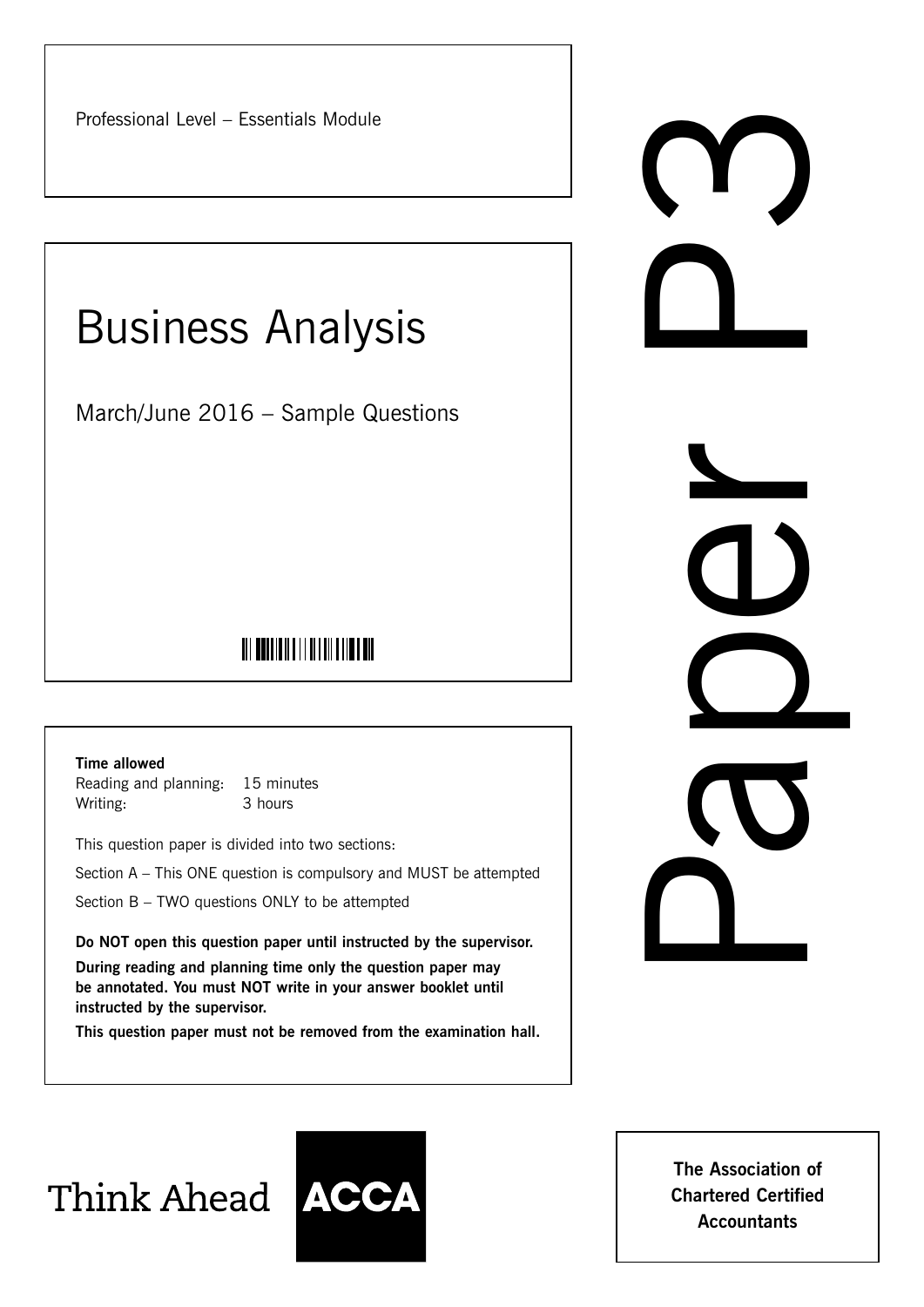Professional Level – Essentials Module

# Business Analysis

March/June 2016 – Sample Questions

**Time allowed**

Reading and planning: 15 minutes

Writing: 3 hours

This question paper is divided into two sections:

Section A – This ONE question is compulsory and MUST be attempted

Section B – TWO questions ONLY to be attempted

**Do NOT open this question paper until instructed by the supervisor.**

**During reading and planning time only the question paper may be annotated. You must NOT write in your answer booklet until instructed by the supervisor.**

**This question paper must not be removed from the examination hall.**

# Paper P3

Think Ahead ACCA

**The Association of Chartered Certified Accountants**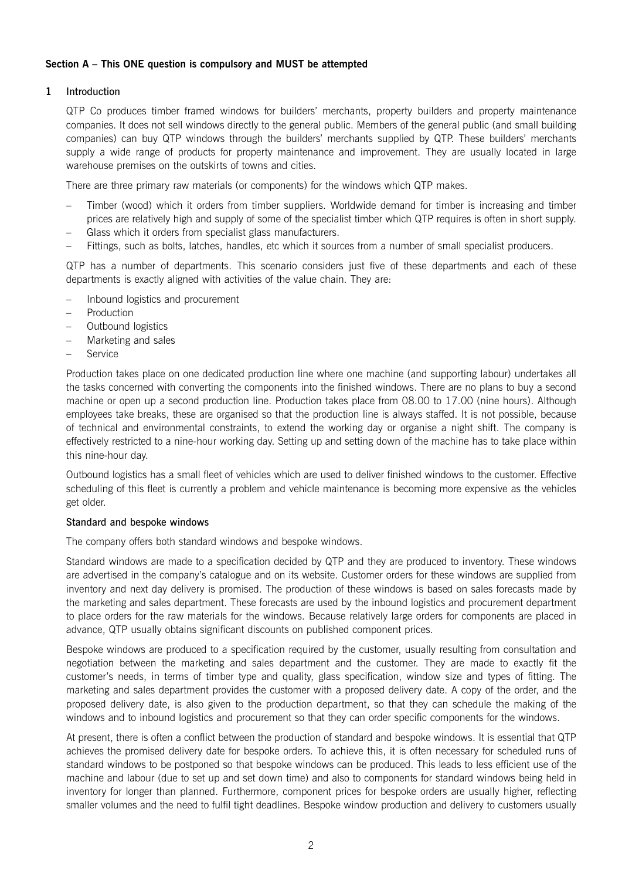**Section A – This ONE question is compulsory and MUST be attempted**

**1 Introduction**

QTP Co produces timber framed windows for builders' merchants, property builders and property maintenance companies. It does not sell windows directly to the general public. Members of the general public (and small building companies) can buy QTP windows through the builders' merchants supplied by QTP. These builders' merchants supply a wide range of products for property maintenance and improvement. They are usually located in large warehouse premises on the outskirts of towns and cities.

There are three primary raw materials (or components) for the windows which QTP makes.

- Timber (wood) which it orders from timber suppliers. Worldwide demand for timber is increasing and timber prices are relatively high and supply of some of the specialist timber which QTP requires is often in short supply.
- Glass which it orders from specialist glass manufacturers.
- Fittings, such as bolts, latches, handles, etc which it sources from a number of small specialist producers.

QTP has a number of departments. This scenario considers just five of these departments and each of these departments is exactly aligned with activities of the value chain. They are:

- Inbound logistics and procurement
- Production
- Outbound logistics
- Marketing and sales
- Service

Production takes place on one dedicated production line where one machine (and supporting labour) undertakes all the tasks concerned with converting the components into the finished windows. There are no plans to buy a second machine or open up a second production line. Production takes place from 08.00 to 17.00 (nine hours). Although employees take breaks, these are organised so that the production line is always staffed. It is not possible, because of technical and environmental constraints, to extend the working day or organise a night shift. The company is effectively restricted to a nine-hour working day. Setting up and setting down of the machine has to take place within this nine-hour day.

Outbound logistics has a small fleet of vehicles which are used to deliver finished windows to the customer. Effective scheduling of this fleet is currently a problem and vehicle maintenance is becoming more expensive as the vehicles get older.

**Standard and bespoke windows**

The company offers both standard windows and bespoke windows.

Standard windows are made to a specification decided by QTP and they are produced to inventory. These windows are advertised in the company's catalogue and on its website. Customer orders for these windows are supplied from inventory and next day delivery is promised. The production of these windows is based on sales forecasts made by the marketing and sales department. These forecasts are used by the inbound logistics and procurement department to place orders for the raw materials for the windows. Because relatively large orders for components are placed in advance, QTP usually obtains significant discounts on published component prices.

Bespoke windows are produced to a specification required by the customer, usually resulting from consultation and negotiation between the marketing and sales department and the customer. They are made to exactly fit the customer's needs, in terms of timber type and quality, glass specification, window size and types of fitting. The marketing and sales department provides the customer with a proposed delivery date. A copy of the order, and the proposed delivery date, is also given to the production department, so that they can schedule the making of the windows and to inbound logistics and procurement so that they can order specific components for the windows.

At present, there is often a conflict between the production of standard and bespoke windows. It is essential that QTP achieves the promised delivery date for bespoke orders. To achieve this, it is often necessary for scheduled runs of standard windows to be postponed so that bespoke windows can be produced. This leads to less efficient use of the machine and labour (due to set up and set down time) and also to components for standard windows being held in inventory for longer than planned. Furthermore, component prices for bespoke orders are usually higher, reflecting smaller volumes and the need to fulfil tight deadlines. Bespoke window production and delivery to customers usually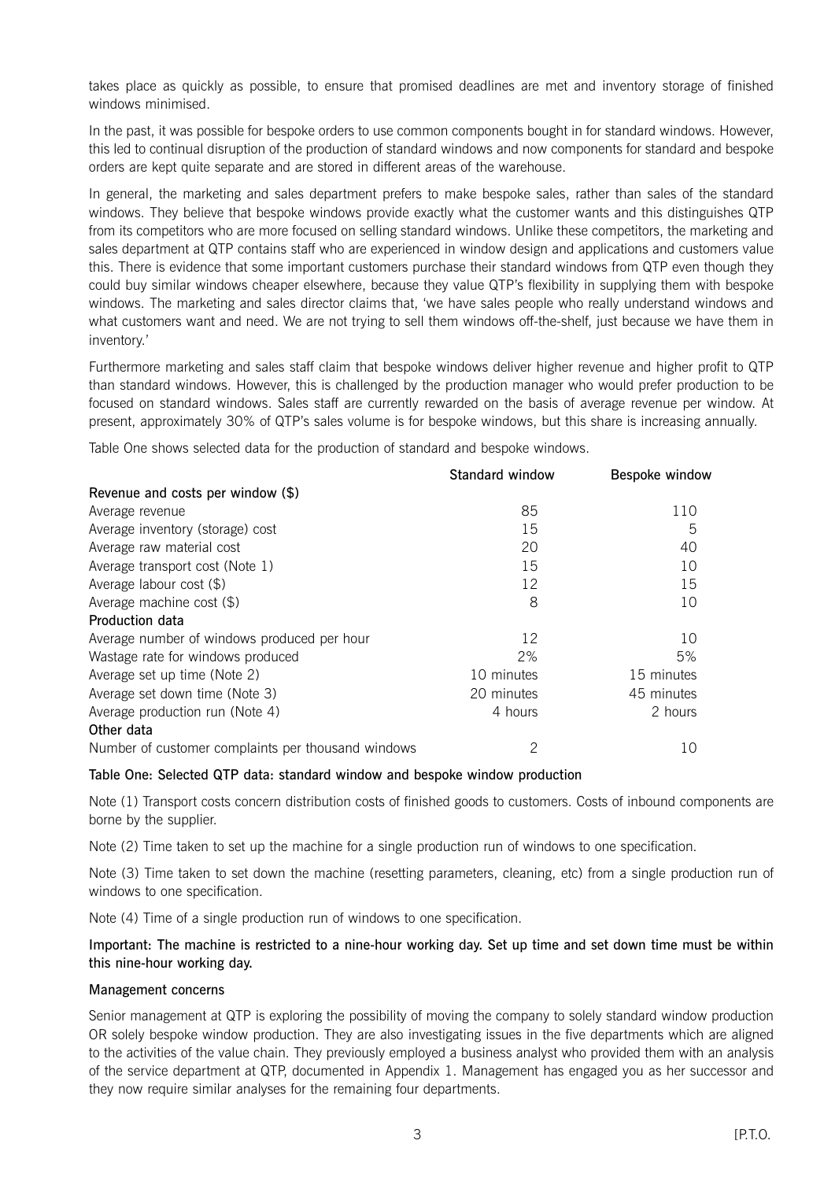takes place as quickly as possible, to ensure that promised deadlines are met and inventory storage of finished windows minimised.

In the past, it was possible for bespoke orders to use common components bought in for standard windows. However, this led to continual disruption of the production of standard windows and now components for standard and bespoke orders are kept quite separate and are stored in different areas of the warehouse.

In general, the marketing and sales department prefers to make bespoke sales, rather than sales of the standard windows. They believe that bespoke windows provide exactly what the customer wants and this distinguishes QTP from its competitors who are more focused on selling standard windows. Unlike these competitors, the marketing and sales department at QTP contains staff who are experienced in window design and applications and customers value this. There is evidence that some important customers purchase their standard windows from QTP even though they could buy similar windows cheaper elsewhere, because they value QTP's flexibility in supplying them with bespoke windows. The marketing and sales director claims that, 'we have sales people who really understand windows and what customers want and need. We are not trying to sell them windows off-the-shelf, just because we have them in inventory.'

Furthermore marketing and sales staff claim that bespoke windows deliver higher revenue and higher profit to QTP than standard windows. However, this is challenged by the production manager who would prefer production to be focused on standard windows. Sales staff are currently rewarded on the basis of average revenue per window. At present, approximately 30% of QTP's sales volume is for bespoke windows, but this share is increasing annually.

Table One shows selected data for the production of standard and bespoke windows.

| | Standard window | Bespoke window |
|---|---|---|
| **Revenue and costs per window ($)** | | |
| Average revenue | 85 | 110 |
| Average inventory (storage) cost | 15 | 5 |
| Average raw material cost | 20 | 40 |
| Average transport cost (Note 1) | 15 | 10 |
| Average labour cost ($) | 12 | 15 |
| Average machine cost ($) | 8 | 10 |
| **Production data** | | |
| Average number of windows produced per hour | 12 | 10 |
| Wastage rate for windows produced | 2% | 5% |
| Average set up time (Note 2) | 10 minutes | 15 minutes |
| Average set down time (Note 3) | 20 minutes | 45 minutes |
| Average production run (Note 4) | 4 hours | 2 hours |
| **Other data** | | |
| Number of customer complaints per thousand windows | 2 | 10 |

**Table One: Selected QTP data: standard window and bespoke window production**

Note (1) Transport costs concern distribution costs of finished goods to customers. Costs of inbound components are borne by the supplier.

Note (2) Time taken to set up the machine for a single production run of windows to one specification.

Note (3) Time taken to set down the machine (resetting parameters, cleaning, etc) from a single production run of windows to one specification.

Note (4) Time of a single production run of windows to one specification.

**Important: The machine is restricted to a nine-hour working day. Set up time and set down time must be within this nine-hour working day.**

**Management concerns**

Senior management at QTP is exploring the possibility of moving the company to solely standard window production OR solely bespoke window production. They are also investigating issues in the five departments which are aligned to the activities of the value chain. They previously employed a business analyst who provided them with an analysis of the service department at QTP, documented in Appendix 1. Management has engaged you as her successor and they now require similar analyses for the remaining four departments.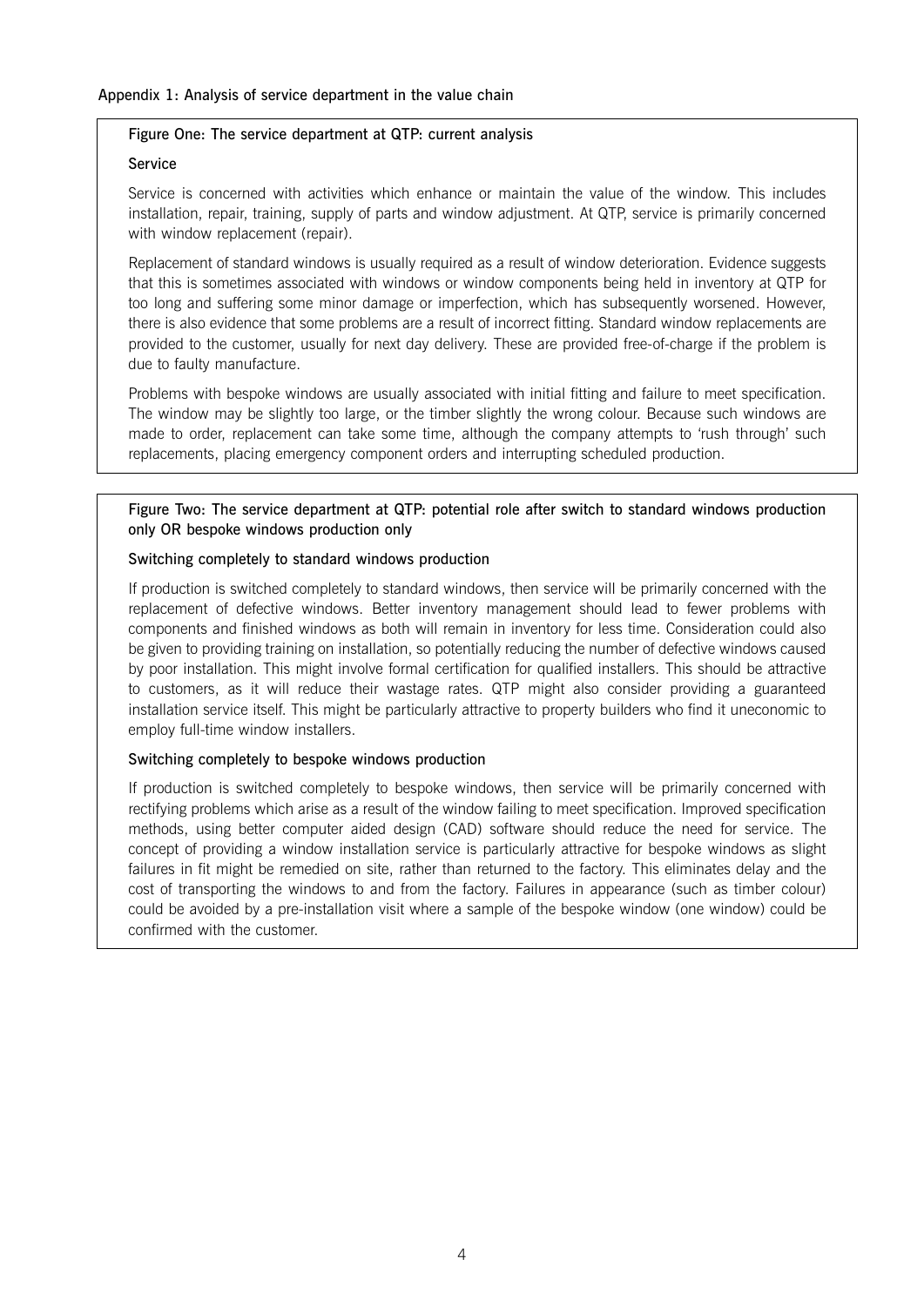## Appendix 1: Analysis of service department in the value chain

### Figure One: The service department at QTP: current analysis

**Service**

Service is concerned with activities which enhance or maintain the value of the window. This includes installation, repair, training, supply of parts and window adjustment. At QTP, service is primarily concerned with window replacement (repair).

Replacement of standard windows is usually required as a result of window deterioration. Evidence suggests that this is sometimes associated with windows or window components being held in inventory at QTP for too long and suffering some minor damage or imperfection, which has subsequently worsened. However, there is also evidence that some problems are a result of incorrect fitting. Standard window replacements are provided to the customer, usually for next day delivery. These are provided free-of-charge if the problem is due to faulty manufacture.

Problems with bespoke windows are usually associated with initial fitting and failure to meet specification. The window may be slightly too large, or the timber slightly the wrong colour. Because such windows are made to order, replacement can take some time, although the company attempts to 'rush through' such replacements, placing emergency component orders and interrupting scheduled production.

### Figure Two: The service department at QTP: potential role after switch to standard windows production only OR bespoke windows production only

**Switching completely to standard windows production**

If production is switched completely to standard windows, then service will be primarily concerned with the replacement of defective windows. Better inventory management should lead to fewer problems with components and finished windows as both will remain in inventory for less time. Consideration could also be given to providing training on installation, so potentially reducing the number of defective windows caused by poor installation. This might involve formal certification for qualified installers. This should be attractive to customers, as it will reduce their wastage rates. QTP might also consider providing a guaranteed installation service itself. This might be particularly attractive to property builders who find it uneconomic to employ full-time window installers.

**Switching completely to bespoke windows production**

If production is switched completely to bespoke windows, then service will be primarily concerned with rectifying problems which arise as a result of the window failing to meet specification. Improved specification methods, using better computer aided design (CAD) software should reduce the need for service. The concept of providing a window installation service is particularly attractive for bespoke windows as slight failures in fit might be remedied on site, rather than returned to the factory. This eliminates delay and the cost of transporting the windows to and from the factory. Failures in appearance (such as timber colour) could be avoided by a pre-installation visit where a sample of the bespoke window (one window) could be confirmed with the customer.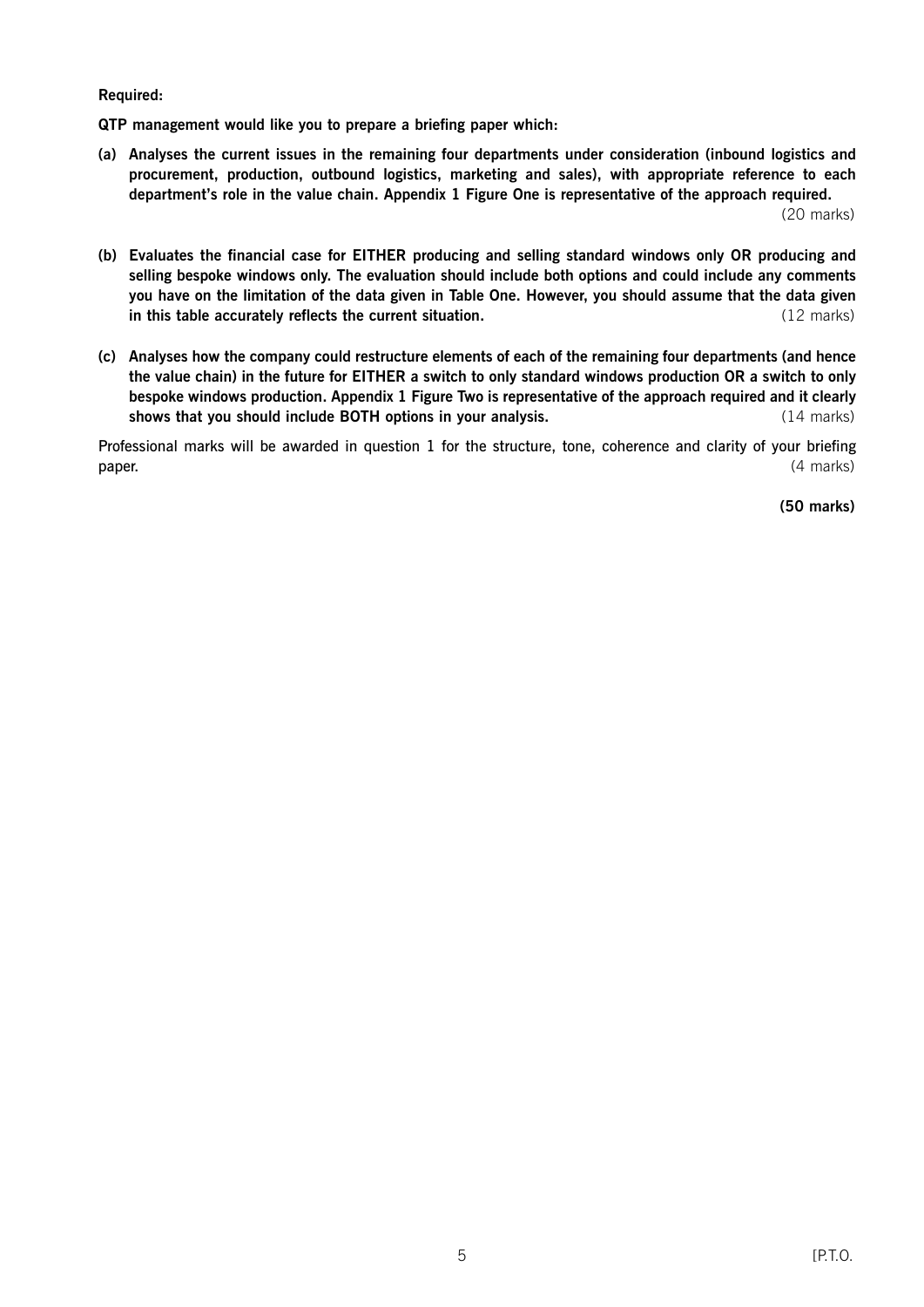**Required:**

**QTP management would like you to prepare a briefing paper which:**

**(a) Analyses the current issues in the remaining four departments under consideration (inbound logistics and procurement, production, outbound logistics, marketing and sales), with appropriate reference to each department's role in the value chain. Appendix 1 Figure One is representative of the approach required.** (20 marks)

**(b) Evaluates the financial case for EITHER producing and selling standard windows only OR producing and selling bespoke windows only. The evaluation should include both options and could include any comments you have on the limitation of the data given in Table One. However, you should assume that the data given in this table accurately reflects the current situation.** (12 marks)

**(c) Analyses how the company could restructure elements of each of the remaining four departments (and hence the value chain) in the future for EITHER a switch to only standard windows production OR a switch to only bespoke windows production. Appendix 1 Figure Two is representative of the approach required and it clearly shows that you should include BOTH options in your analysis.** (14 marks)

Professional marks will be awarded in question 1 for the structure, tone, coherence and clarity of your briefing paper. (4 marks)

**(50 marks)**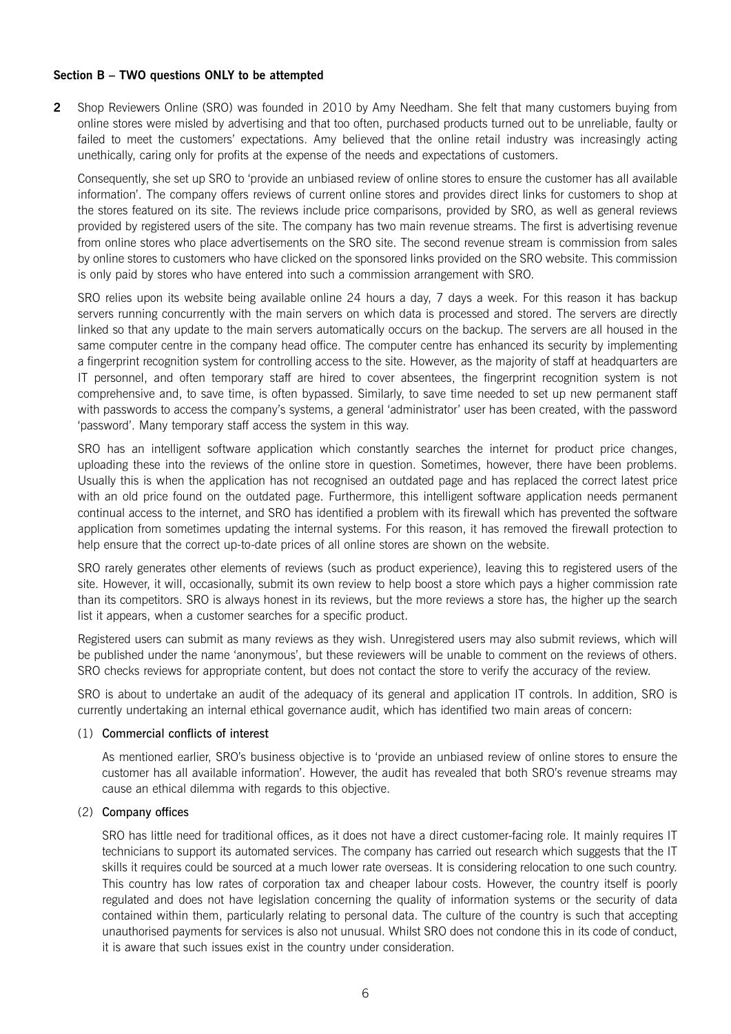**Section B – TWO questions ONLY to be attempted**

**2** Shop Reviewers Online (SRO) was founded in 2010 by Amy Needham. She felt that many customers buying from online stores were misled by advertising and that too often, purchased products turned out to be unreliable, faulty or failed to meet the customers' expectations. Amy believed that the online retail industry was increasingly acting unethically, caring only for profits at the expense of the needs and expectations of customers.

Consequently, she set up SRO to 'provide an unbiased review of online stores to ensure the customer has all available information'. The company offers reviews of current online stores and provides direct links for customers to shop at the stores featured on its site. The reviews include price comparisons, provided by SRO, as well as general reviews provided by registered users of the site. The company has two main revenue streams. The first is advertising revenue from online stores who place advertisements on the SRO site. The second revenue stream is commission from sales by online stores to customers who have clicked on the sponsored links provided on the SRO website. This commission is only paid by stores who have entered into such a commission arrangement with SRO.

SRO relies upon its website being available online 24 hours a day, 7 days a week. For this reason it has backup servers running concurrently with the main servers on which data is processed and stored. The servers are directly linked so that any update to the main servers automatically occurs on the backup. The servers are all housed in the same computer centre in the company head office. The computer centre has enhanced its security by implementing a fingerprint recognition system for controlling access to the site. However, as the majority of staff at headquarters are IT personnel, and often temporary staff are hired to cover absentees, the fingerprint recognition system is not comprehensive and, to save time, is often bypassed. Similarly, to save time needed to set up new permanent staff with passwords to access the company's systems, a general 'administrator' user has been created, with the password 'password'. Many temporary staff access the system in this way.

SRO has an intelligent software application which constantly searches the internet for product price changes, uploading these into the reviews of the online store in question. Sometimes, however, there have been problems. Usually this is when the application has not recognised an outdated page and has replaced the correct latest price with an old price found on the outdated page. Furthermore, this intelligent software application needs permanent continual access to the internet, and SRO has identified a problem with its firewall which has prevented the software application from sometimes updating the internal systems. For this reason, it has removed the firewall protection to help ensure that the correct up-to-date prices of all online stores are shown on the website.

SRO rarely generates other elements of reviews (such as product experience), leaving this to registered users of the site. However, it will, occasionally, submit its own review to help boost a store which pays a higher commission rate than its competitors. SRO is always honest in its reviews, but the more reviews a store has, the higher up the search list it appears, when a customer searches for a specific product.

Registered users can submit as many reviews as they wish. Unregistered users may also submit reviews, which will be published under the name 'anonymous', but these reviewers will be unable to comment on the reviews of others. SRO checks reviews for appropriate content, but does not contact the store to verify the accuracy of the review.

SRO is about to undertake an audit of the adequacy of its general and application IT controls. In addition, SRO is currently undertaking an internal ethical governance audit, which has identified two main areas of concern:

(1) **Commercial conflicts of interest**

As mentioned earlier, SRO's business objective is to 'provide an unbiased review of online stores to ensure the customer has all available information'. However, the audit has revealed that both SRO's revenue streams may cause an ethical dilemma with regards to this objective.

(2) **Company offices**

SRO has little need for traditional offices, as it does not have a direct customer-facing role. It mainly requires IT technicians to support its automated services. The company has carried out research which suggests that the IT skills it requires could be sourced at a much lower rate overseas. It is considering relocation to one such country. This country has low rates of corporation tax and cheaper labour costs. However, the country itself is poorly regulated and does not have legislation concerning the quality of information systems or the security of data contained within them, particularly relating to personal data. The culture of the country is such that accepting unauthorised payments for services is also not unusual. Whilst SRO does not condone this in its code of conduct, it is aware that such issues exist in the country under consideration.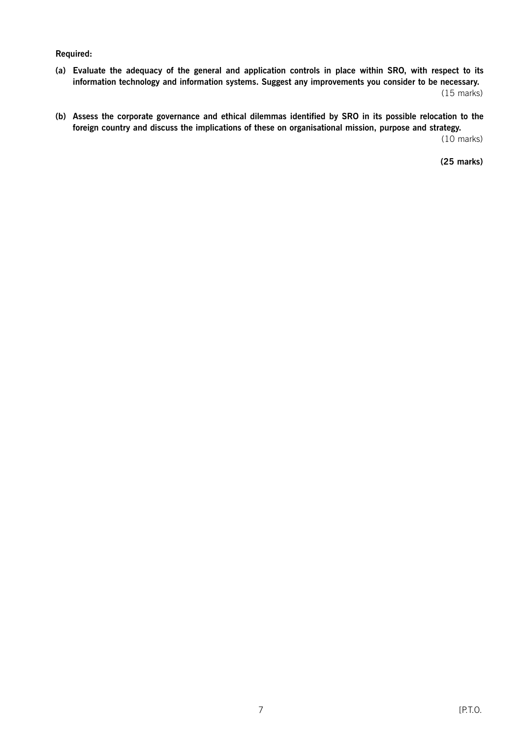**Required:**

**(a) Evaluate the adequacy of the general and application controls in place within SRO, with respect to its information technology and information systems. Suggest any improvements you consider to be necessary.**
(15 marks)

**(b) Assess the corporate governance and ethical dilemmas identified by SRO in its possible relocation to the foreign country and discuss the implications of these on organisational mission, purpose and strategy.**
(10 marks)

**(25 marks)**

[P.T.O.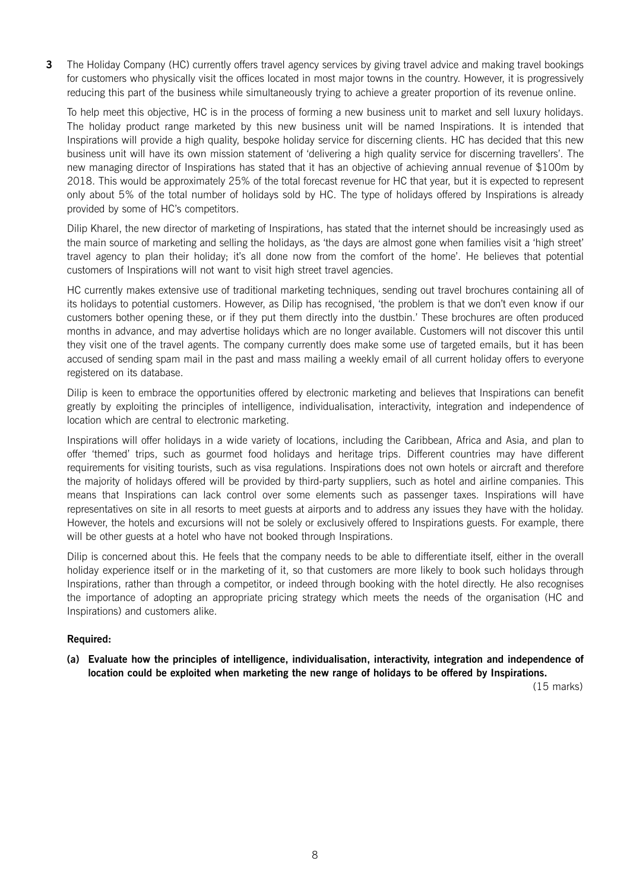**3** The Holiday Company (HC) currently offers travel agency services by giving travel advice and making travel bookings for customers who physically visit the offices located in most major towns in the country. However, it is progressively reducing this part of the business while simultaneously trying to achieve a greater proportion of its revenue online.

To help meet this objective, HC is in the process of forming a new business unit to market and sell luxury holidays. The holiday product range marketed by this new business unit will be named Inspirations. It is intended that Inspirations will provide a high quality, bespoke holiday service for discerning clients. HC has decided that this new business unit will have its own mission statement of 'delivering a high quality service for discerning travellers'. The new managing director of Inspirations has stated that it has an objective of achieving annual revenue of $100m by 2018. This would be approximately 25% of the total forecast revenue for HC that year, but it is expected to represent only about 5% of the total number of holidays sold by HC. The type of holidays offered by Inspirations is already provided by some of HC's competitors.

Dilip Kharel, the new director of marketing of Inspirations, has stated that the internet should be increasingly used as the main source of marketing and selling the holidays, as 'the days are almost gone when families visit a 'high street' travel agency to plan their holiday; it's all done now from the comfort of the home'. He believes that potential customers of Inspirations will not want to visit high street travel agencies.

HC currently makes extensive use of traditional marketing techniques, sending out travel brochures containing all of its holidays to potential customers. However, as Dilip has recognised, 'the problem is that we don't even know if our customers bother opening these, or if they put them directly into the dustbin.' These brochures are often produced months in advance, and may advertise holidays which are no longer available. Customers will not discover this until they visit one of the travel agents. The company currently does make some use of targeted emails, but it has been accused of sending spam mail in the past and mass mailing a weekly email of all current holiday offers to everyone registered on its database.

Dilip is keen to embrace the opportunities offered by electronic marketing and believes that Inspirations can benefit greatly by exploiting the principles of intelligence, individualisation, interactivity, integration and independence of location which are central to electronic marketing.

Inspirations will offer holidays in a wide variety of locations, including the Caribbean, Africa and Asia, and plan to offer 'themed' trips, such as gourmet food holidays and heritage trips. Different countries may have different requirements for visiting tourists, such as visa regulations. Inspirations does not own hotels or aircraft and therefore the majority of holidays offered will be provided by third-party suppliers, such as hotel and airline companies. This means that Inspirations can lack control over some elements such as passenger taxes. Inspirations will have representatives on site in all resorts to meet guests at airports and to address any issues they have with the holiday. However, the hotels and excursions will not be solely or exclusively offered to Inspirations guests. For example, there will be other guests at a hotel who have not booked through Inspirations.

Dilip is concerned about this. He feels that the company needs to be able to differentiate itself, either in the overall holiday experience itself or in the marketing of it, so that customers are more likely to book such holidays through Inspirations, rather than through a competitor, or indeed through booking with the hotel directly. He also recognises the importance of adopting an appropriate pricing strategy which meets the needs of the organisation (HC and Inspirations) and customers alike.

**Required:**

**(a) Evaluate how the principles of intelligence, individualisation, interactivity, integration and independence of location could be exploited when marketing the new range of holidays to be offered by Inspirations.**

(15 marks)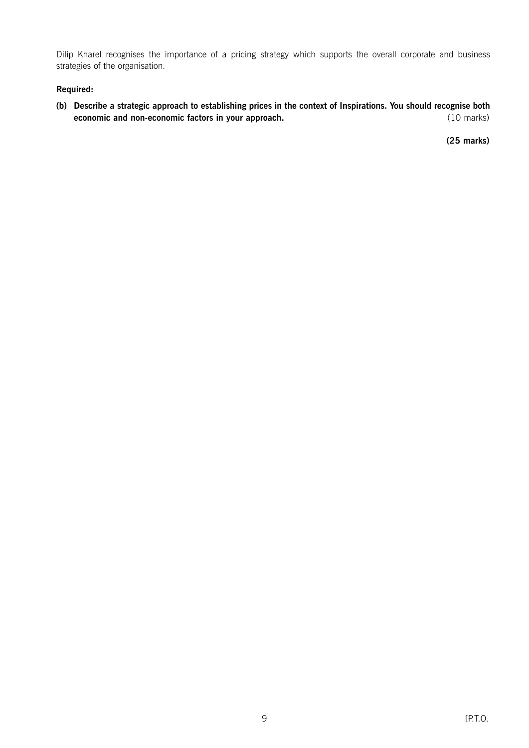Dilip Kharel recognises the importance of a pricing strategy which supports the overall corporate and business strategies of the organisation.

**Required:**

**(b) Describe a strategic approach to establishing prices in the context of Inspirations. You should recognise both economic and non-economic factors in your approach.** (10 marks)

**(25 marks)**

[P.T.O.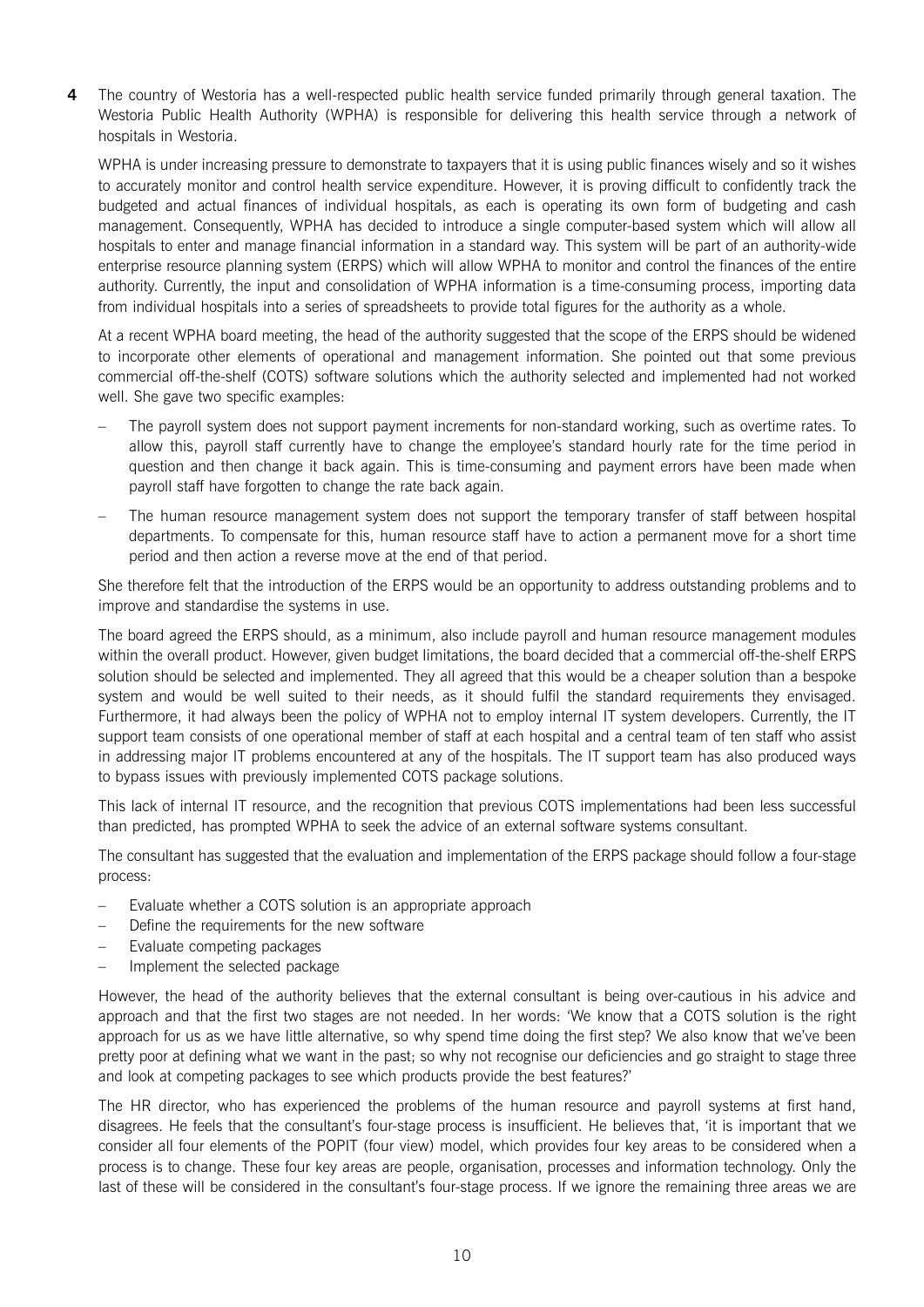**4** The country of Westoria has a well-respected public health service funded primarily through general taxation. The Westoria Public Health Authority (WPHA) is responsible for delivering this health service through a network of hospitals in Westoria.

WPHA is under increasing pressure to demonstrate to taxpayers that it is using public finances wisely and so it wishes to accurately monitor and control health service expenditure. However, it is proving difficult to confidently track the budgeted and actual finances of individual hospitals, as each is operating its own form of budgeting and cash management. Consequently, WPHA has decided to introduce a single computer-based system which will allow all hospitals to enter and manage financial information in a standard way. This system will be part of an authority-wide enterprise resource planning system (ERPS) which will allow WPHA to monitor and control the finances of the entire authority. Currently, the input and consolidation of WPHA information is a time-consuming process, importing data from individual hospitals into a series of spreadsheets to provide total figures for the authority as a whole.

At a recent WPHA board meeting, the head of the authority suggested that the scope of the ERPS should be widened to incorporate other elements of operational and management information. She pointed out that some previous commercial off-the-shelf (COTS) software solutions which the authority selected and implemented had not worked well. She gave two specific examples:

- The payroll system does not support payment increments for non-standard working, such as overtime rates. To allow this, payroll staff currently have to change the employee's standard hourly rate for the time period in question and then change it back again. This is time-consuming and payment errors have been made when payroll staff have forgotten to change the rate back again.
- The human resource management system does not support the temporary transfer of staff between hospital departments. To compensate for this, human resource staff have to action a permanent move for a short time period and then action a reverse move at the end of that period.

She therefore felt that the introduction of the ERPS would be an opportunity to address outstanding problems and to improve and standardise the systems in use.

The board agreed the ERPS should, as a minimum, also include payroll and human resource management modules within the overall product. However, given budget limitations, the board decided that a commercial off-the-shelf ERPS solution should be selected and implemented. They all agreed that this would be a cheaper solution than a bespoke system and would be well suited to their needs, as it should fulfil the standard requirements they envisaged. Furthermore, it had always been the policy of WPHA not to employ internal IT system developers. Currently, the IT support team consists of one operational member of staff at each hospital and a central team of ten staff who assist in addressing major IT problems encountered at any of the hospitals. The IT support team has also produced ways to bypass issues with previously implemented COTS package solutions.

This lack of internal IT resource, and the recognition that previous COTS implementations had been less successful than predicted, has prompted WPHA to seek the advice of an external software systems consultant.

The consultant has suggested that the evaluation and implementation of the ERPS package should follow a four-stage process:

- Evaluate whether a COTS solution is an appropriate approach
- Define the requirements for the new software
- Evaluate competing packages
- Implement the selected package

However, the head of the authority believes that the external consultant is being over-cautious in his advice and approach and that the first two stages are not needed. In her words: 'We know that a COTS solution is the right approach for us as we have little alternative, so why spend time doing the first step? We also know that we've been pretty poor at defining what we want in the past; so why not recognise our deficiencies and go straight to stage three and look at competing packages to see which products provide the best features?'

The HR director, who has experienced the problems of the human resource and payroll systems at first hand, disagrees. He feels that the consultant's four-stage process is insufficient. He believes that, 'it is important that we consider all four elements of the POPIT (four view) model, which provides four key areas to be considered when a process is to change. These four key areas are people, organisation, processes and information technology. Only the last of these will be considered in the consultant's four-stage process. If we ignore the remaining three areas we are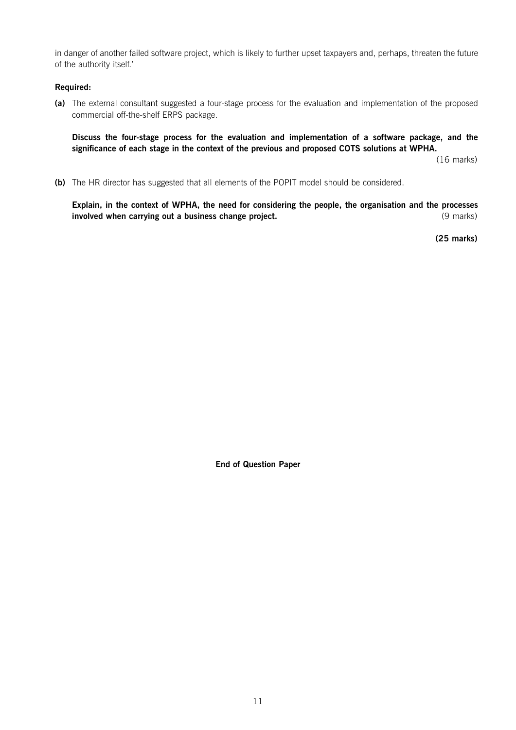in danger of another failed software project, which is likely to further upset taxpayers and, perhaps, threaten the future of the authority itself.'

**Required:**

**(a)** The external consultant suggested a four-stage process for the evaluation and implementation of the proposed commercial off-the-shelf ERPS package.

**Discuss the four-stage process for the evaluation and implementation of a software package, and the significance of each stage in the context of the previous and proposed COTS solutions at WPHA.** (16 marks)

**(b)** The HR director has suggested that all elements of the POPIT model should be considered.

**Explain, in the context of WPHA, the need for considering the people, the organisation and the processes involved when carrying out a business change project.** (9 marks)

**(25 marks)**

**End of Question Paper**